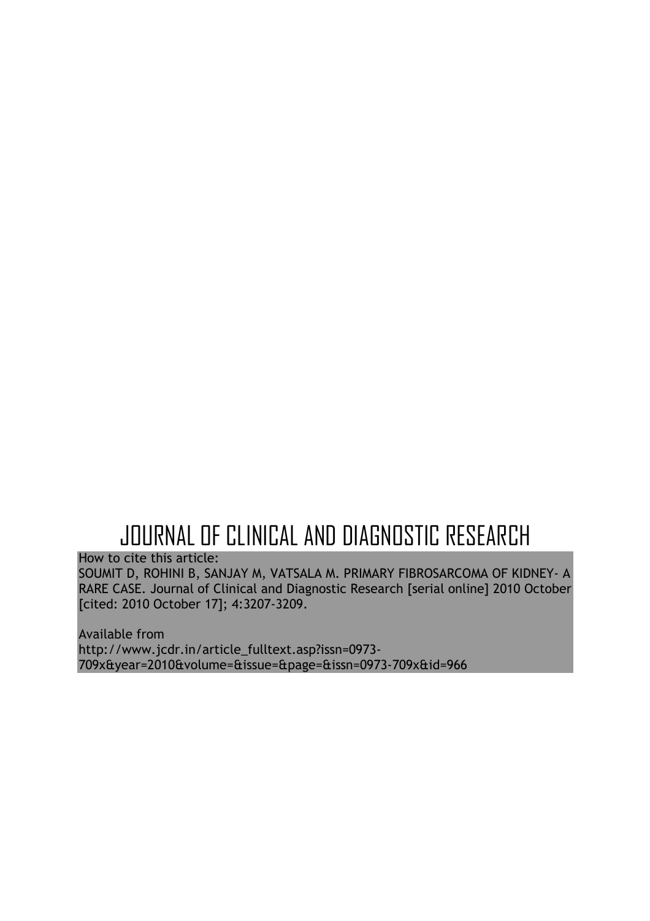# JOURNAL OF CLINICAL AND DIAGNOSTIC RESEARCH

How to cite this article:
SOUMIT D, ROHINI B, SANJAY M, VATSALA M. PRIMARY FIBROSARCOMA OF KIDNEY- A RARE CASE. Journal of Clinical and Diagnostic Research [serial online] 2010 October [cited: 2010 October 17]; 4:3207-3209.

Available from
http://www.jcdr.in/article_fulltext.asp?issn=0973-709x&year=2010&volume=&issue=&page=&issn=0973-709x&id=966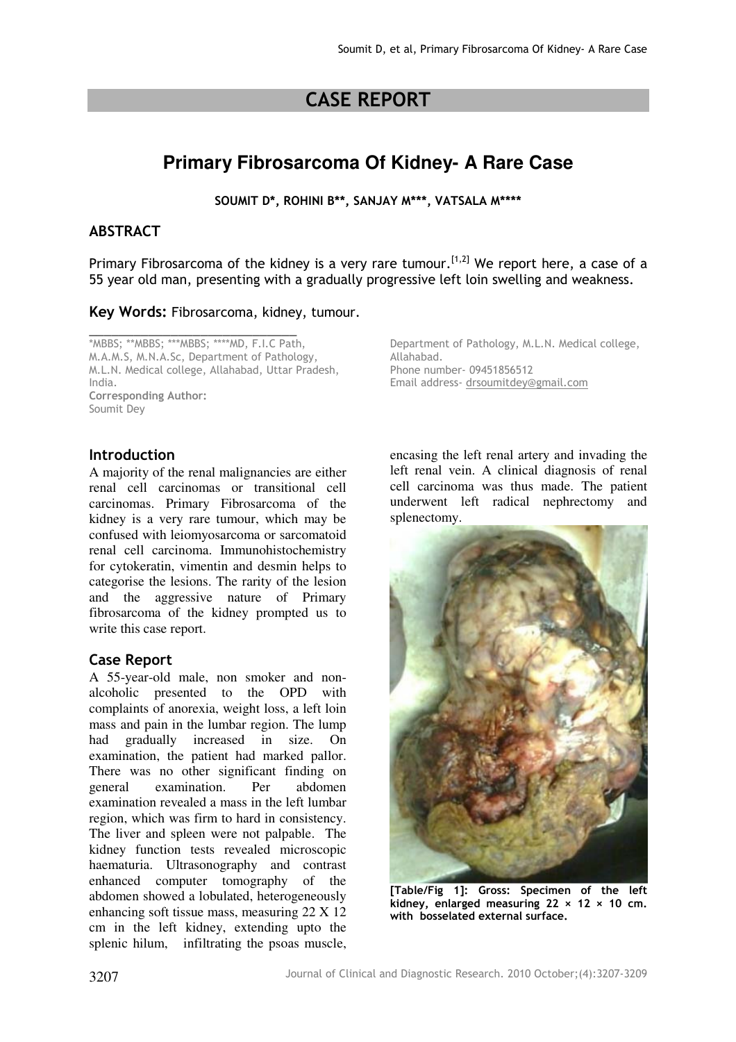# CASE REPORT

## Primary Fibrosarcoma Of Kidney- A Rare Case

**SOUMIT D*, ROHINI B**, SANJAY M***, VATSALA M******

### ABSTRACT

Primary Fibrosarcoma of the kidney is a very rare tumour.[1,2] We report here, a case of a 55 year old man, presenting with a gradually progressive left loin swelling and weakness.

**Key Words:** Fibrosarcoma, kidney, tumour.

*MBBS; **MBBS; ***MBBS; ****MD, F.I.C Path, M.A.M.S, M.N.A.Sc, Department of Pathology, M.L.N. Medical college, Allahabad, Uttar Pradesh, India.

**Corresponding Author:**
Soumit Dey
Department of Pathology, M.L.N. Medical college, Allahabad.
Phone number- 09451856512
Email address- drsoumitdey@gmail.com

### Introduction

A majority of the renal malignancies are either renal cell carcinomas or transitional cell carcinomas. Primary Fibrosarcoma of the kidney is a very rare tumour, which may be confused with leiomyosarcoma or sarcomatoid renal cell carcinoma. Immunohistochemistry for cytokeratin, vimentin and desmin helps to categorise the lesions. The rarity of the lesion and the aggressive nature of Primary fibrosarcoma of the kidney prompted us to write this case report.

### Case Report

A 55-year-old male, non smoker and non-alcoholic presented to the OPD with complaints of anorexia, weight loss, a left loin mass and pain in the lumbar region. The lump had gradually increased in size. On examination, the patient had marked pallor. There was no other significant finding on general examination. Per abdomen examination revealed a mass in the left lumbar region, which was firm to hard in consistency. The liver and spleen were not palpable. The kidney function tests revealed microscopic haematuria. Ultrasonography and contrast enhanced computer tomography of the abdomen showed a lobulated, heterogeneously enhancing soft tissue mass, measuring 22 X 12 cm in the left kidney, extending upto the splenic hilum, infiltrating the psoas muscle, encasing the left renal artery and invading the left renal vein. A clinical diagnosis of renal cell carcinoma was thus made. The patient underwent left radical nephrectomy and splenectomy.

**[Table/Fig 1]: Gross: Specimen of the left kidney, enlarged measuring 22 × 12 × 10 cm. with bosselated external surface.**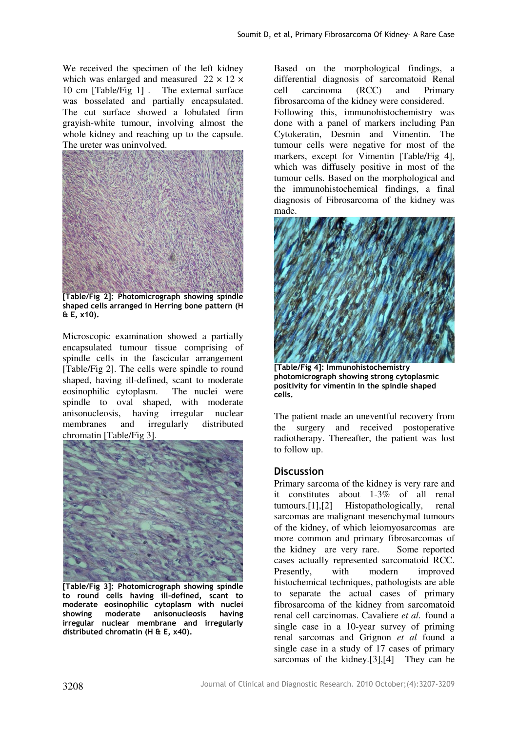We received the specimen of the left kidney which was enlarged and measured 22 × 12 × 10 cm [Table/Fig 1]. The external surface was bosselated and partially encapsulated. The cut surface showed a lobulated firm grayish-white tumour, involving almost the whole kidney and reaching up to the capsule. The ureter was uninvolved.

**[Table/Fig 2]: Photomicrograph showing spindle shaped cells arranged in Herring bone pattern (H & E, x10).**

Microscopic examination showed a partially encapsulated tumour tissue comprising of spindle cells in the fascicular arrangement [Table/Fig 2]. The cells were spindle to round shaped, having ill-defined, scant to moderate eosinophilic cytoplasm. The nuclei were spindle to oval shaped, with moderate anisonucleosis, having irregular nuclear membranes and irregularly distributed chromatin [Table/Fig 3].

**[Table/Fig 3]: Photomicrograph showing spindle to round cells having ill-defined, scant to moderate eosinophilic cytoplasm with nuclei showing moderate anisonucleosis having irregular nuclear membrane and irregularly distributed chromatin (H & E, x40).**

Based on the morphological findings, a differential diagnosis of sarcomatoid Renal cell carcinoma (RCC) and Primary fibrosarcoma of the kidney were considered. Following this, immunohistochemistry was done with a panel of markers including Pan Cytokeratin, Desmin and Vimentin. The tumour cells were negative for most of the markers, except for Vimentin [Table/Fig 4], which was diffusely positive in most of the tumour cells. Based on the morphological and the immunohistochemical findings, a final diagnosis of Fibrosarcoma of the kidney was made.

**[Table/Fig 4]: Immunohistochemistry photomicrograph showing strong cytoplasmic positivity for vimentin in the spindle shaped cells.**

The patient made an uneventful recovery from the surgery and received postoperative radiotherapy. Thereafter, the patient was lost to follow up.

## Discussion

Primary sarcoma of the kidney is very rare and it constitutes about 1-3% of all renal tumours.[1],[2] Histopathologically, renal sarcomas are malignant mesenchymal tumours of the kidney, of which leiomyosarcomas are more common and primary fibrosarcomas of the kidney are very rare. Some reported cases actually represented sarcomatoid RCC. Presently, with modern improved histochemical techniques, pathologists are able to separate the actual cases of primary fibrosarcoma of the kidney from sarcomatoid renal cell carcinomas. Cavaliere *et al.* found a single case in a 10-year survey of priming renal sarcomas and Grignon *et al* found a single case in a study of 17 cases of primary sarcomas of the kidney.[3],[4] They can be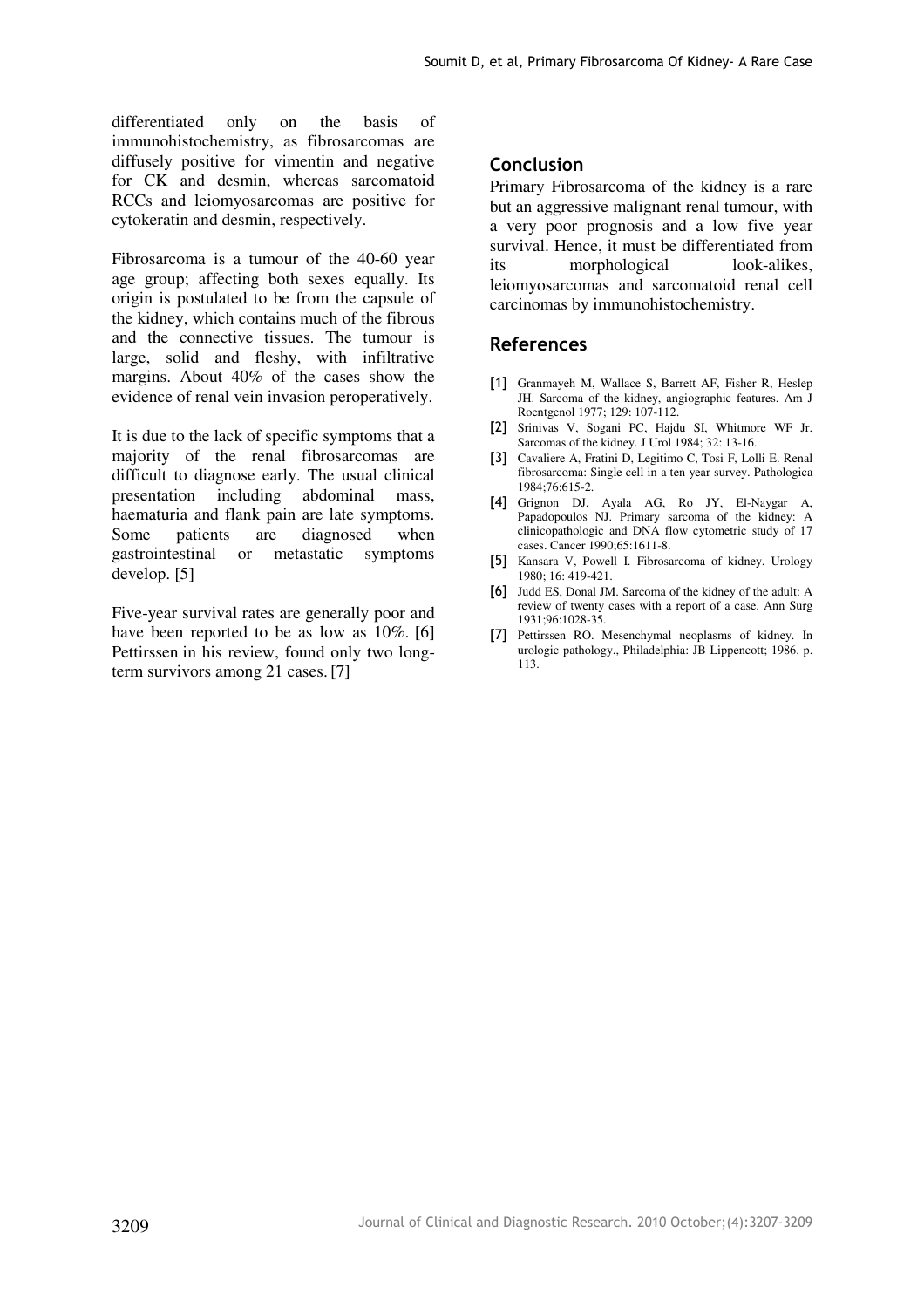differentiated only on the basis of immunohistochemistry, as fibrosarcomas are diffusely positive for vimentin and negative for CK and desmin, whereas sarcomatoid RCCs and leiomyosarcomas are positive for cytokeratin and desmin, respectively.

Fibrosarcoma is a tumour of the 40-60 year age group; affecting both sexes equally. Its origin is postulated to be from the capsule of the kidney, which contains much of the fibrous and the connective tissues. The tumour is large, solid and fleshy, with infiltrative margins. About 40% of the cases show the evidence of renal vein invasion peroperatively.

It is due to the lack of specific symptoms that a majority of the renal fibrosarcomas are difficult to diagnose early. The usual clinical presentation including abdominal mass, haematuria and flank pain are late symptoms. Some patients are diagnosed when gastrointestinal or metastatic symptoms develop. [5]

Five-year survival rates are generally poor and have been reported to be as low as 10%. [6] Pettirssen in his review, found only two long-term survivors among 21 cases. [7]

## Conclusion

Primary Fibrosarcoma of the kidney is a rare but an aggressive malignant renal tumour, with a very poor prognosis and a low five year survival. Hence, it must be differentiated from its morphological look-alikes, leiomyosarcomas and sarcomatoid renal cell carcinomas by immunohistochemistry.

## References

[1] Granmayeh M, Wallace S, Barrett AF, Fisher R, Heslep JH. Sarcoma of the kidney, angiographic features. Am J Roentgenol 1977; 129: 107-112.

[2] Srinivas V, Sogani PC, Hajdu SI, Whitmore WF Jr. Sarcomas of the kidney. J Urol 1984; 32: 13-16.

[3] Cavaliere A, Fratini D, Legitimo C, Tosi F, Lolli E. Renal fibrosarcoma: Single cell in a ten year survey. Pathologica 1984;76:615-2.

[4] Grignon DJ, Ayala AG, Ro JY, El-Naygar A, Papadopoulos NJ. Primary sarcoma of the kidney: A clinicopathologic and DNA flow cytometric study of 17 cases. Cancer 1990;65:1611-8.

[5] Kansara V, Powell I. Fibrosarcoma of kidney. Urology 1980; 16: 419-421.

[6] Judd ES, Donal JM. Sarcoma of the kidney of the adult: A review of twenty cases with a report of a case. Ann Surg 1931;96:1028-35.

[7] Pettirssen RO. Mesenchymal neoplasms of kidney. In urologic pathology., Philadelphia: JB Lippencott; 1986. p. 113.